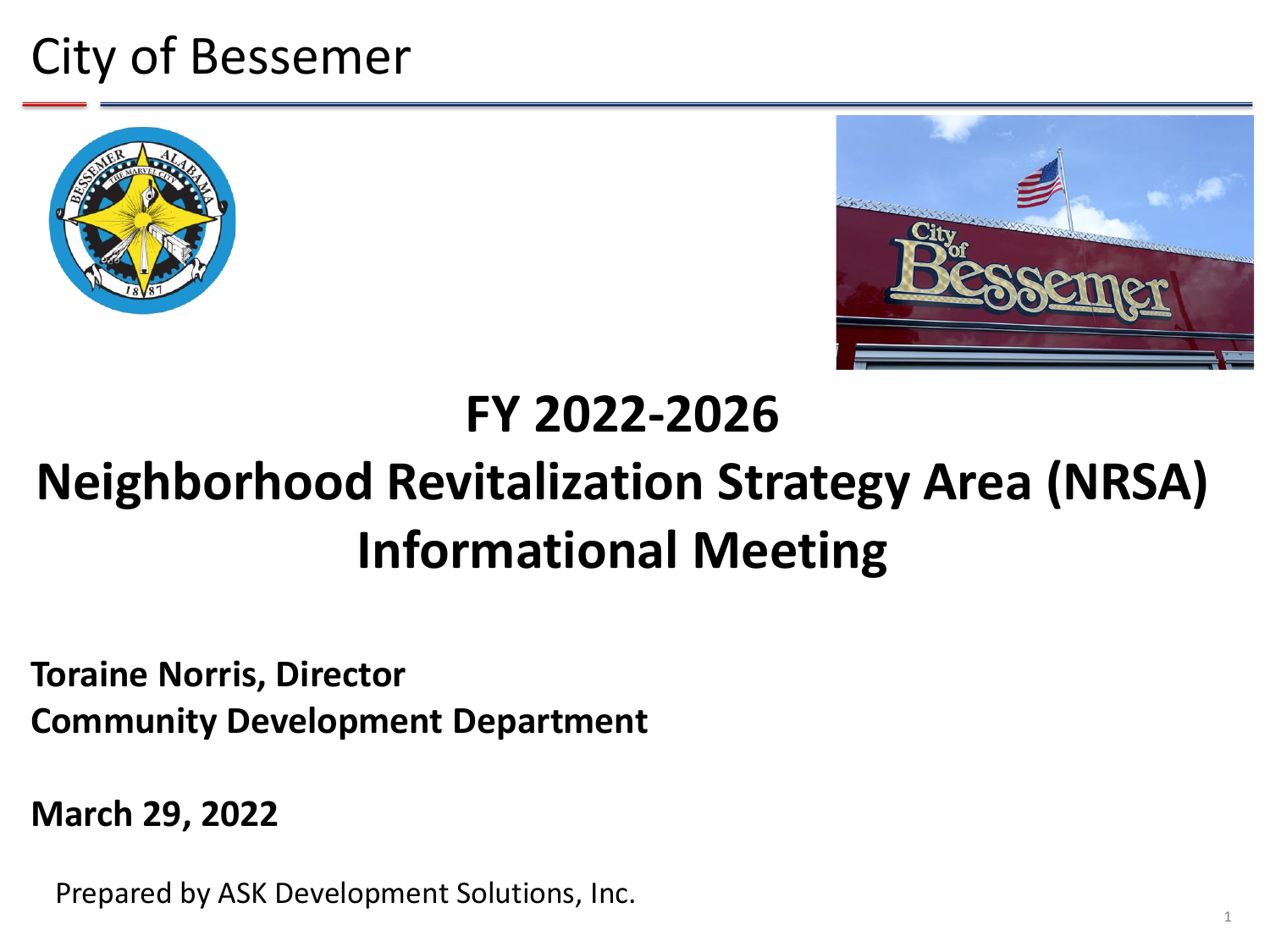City of Bessemer

# FY 2022-2026
# Neighborhood Revitalization Strategy Area (NRSA) Informational Meeting

**Toraine Norris, Director**
**Community Development Department**

**March 29, 2022**

Prepared by ASK Development Solutions, Inc.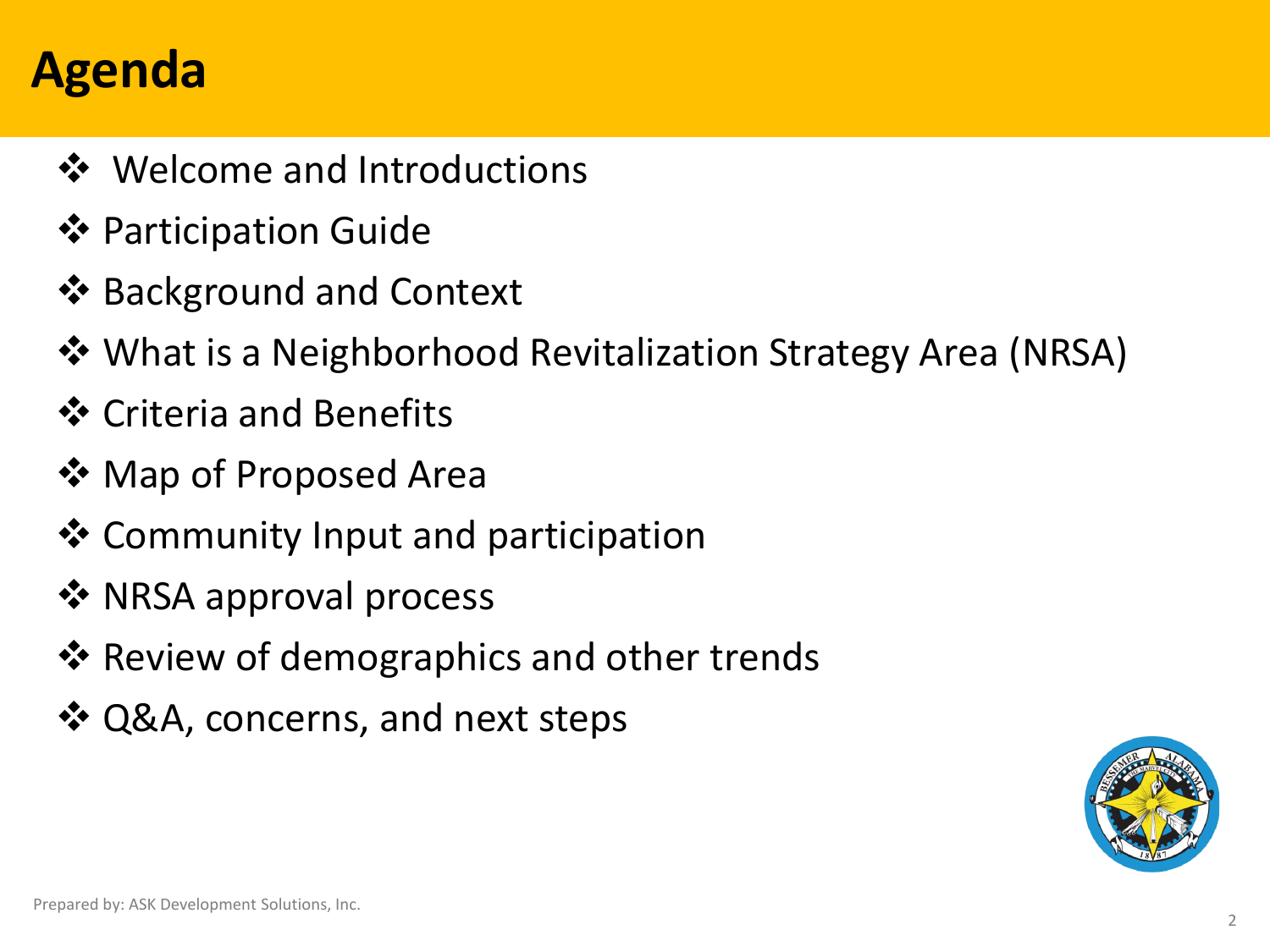# Agenda

- Welcome and Introductions
- Participation Guide
- Background and Context
- What is a Neighborhood Revitalization Strategy Area (NRSA)
- Criteria and Benefits
- Map of Proposed Area
- Community Input and participation
- NRSA approval process
- Review of demographics and other trends
- Q&A, concerns, and next steps

Prepared by: ASK Development Solutions, Inc.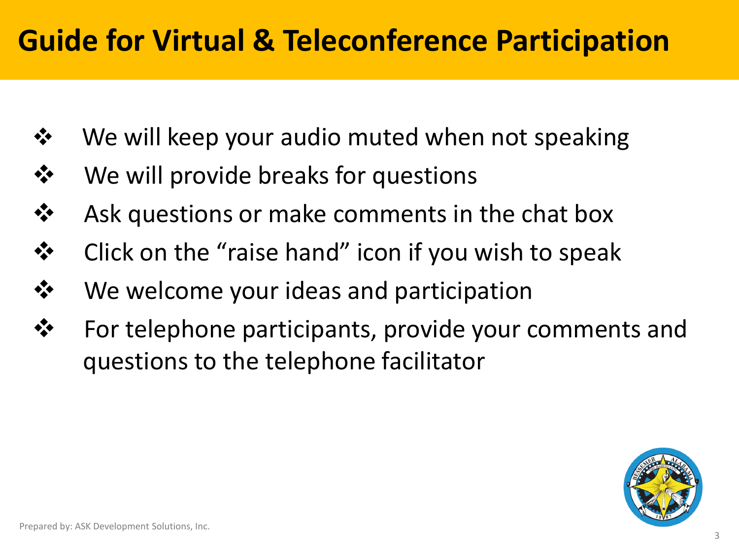# Guide for Virtual & Teleconference Participation

- We will keep your audio muted when not speaking
- We will provide breaks for questions
- Ask questions or make comments in the chat box
- Click on the "raise hand" icon if you wish to speak
- We welcome your ideas and participation
- For telephone participants, provide your comments and questions to the telephone facilitator

Prepared by: ASK Development Solutions, Inc.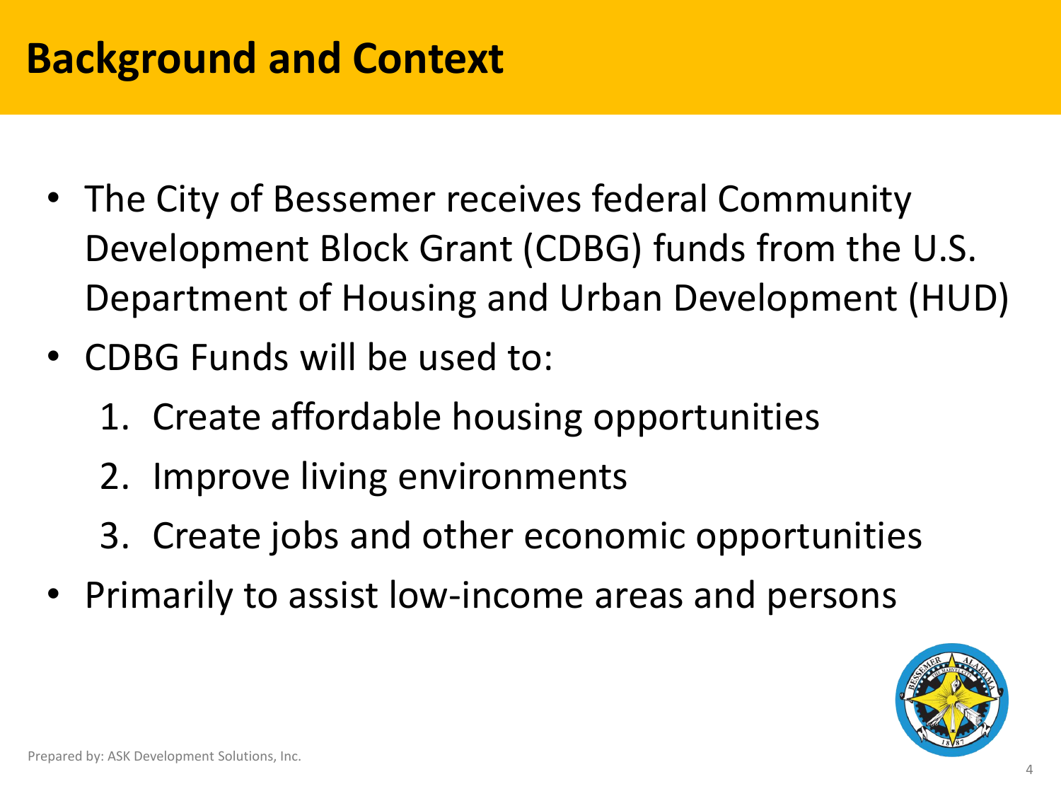# Background and Context

- The City of Bessemer receives federal Community Development Block Grant (CDBG) funds from the U.S. Department of Housing and Urban Development (HUD)
- CDBG Funds will be used to:
  1. Create affordable housing opportunities
  2. Improve living environments
  3. Create jobs and other economic opportunities
- Primarily to assist low-income areas and persons

Prepared by: ASK Development Solutions, Inc.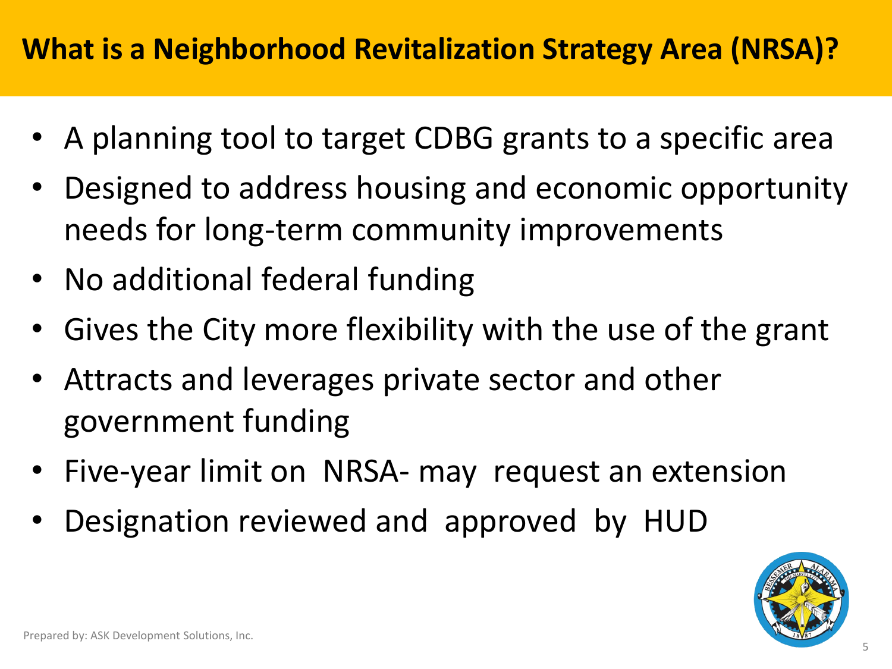# What is a Neighborhood Revitalization Strategy Area (NRSA)?

- A planning tool to target CDBG grants to a specific area
- Designed to address housing and economic opportunity needs for long-term community improvements
- No additional federal funding
- Gives the City more flexibility with the use of the grant
- Attracts and leverages private sector and other government funding
- Five-year limit on NRSA- may request an extension
- Designation reviewed and approved by HUD

Prepared by: ASK Development Solutions, Inc.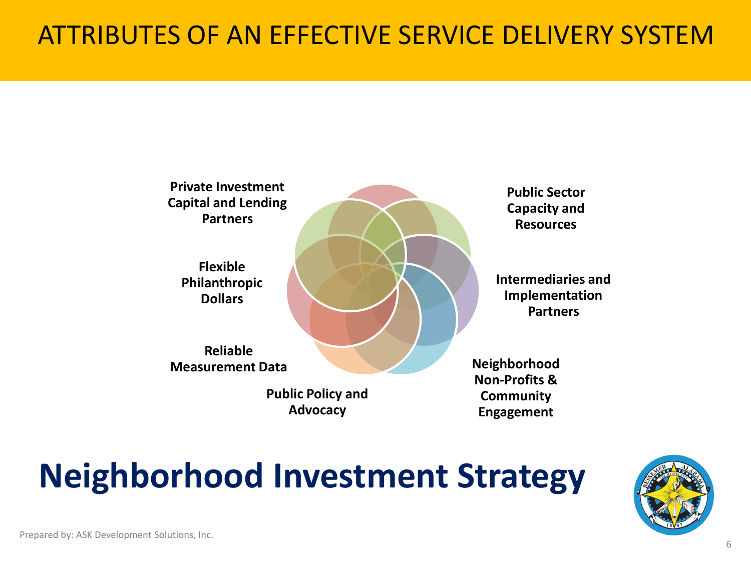# ATTRIBUTES OF AN EFFECTIVE SERVICE DELIVERY SYSTEM

Private Investment Capital and Lending Partners

Public Sector Capacity and Resources

Flexible Philanthropic Dollars

Intermediaries and Implementation Partners

Reliable Measurement Data

Neighborhood Non-Profits & Community Engagement

Public Policy and Advocacy

## Neighborhood Investment Strategy

Prepared by: ASK Development Solutions, Inc.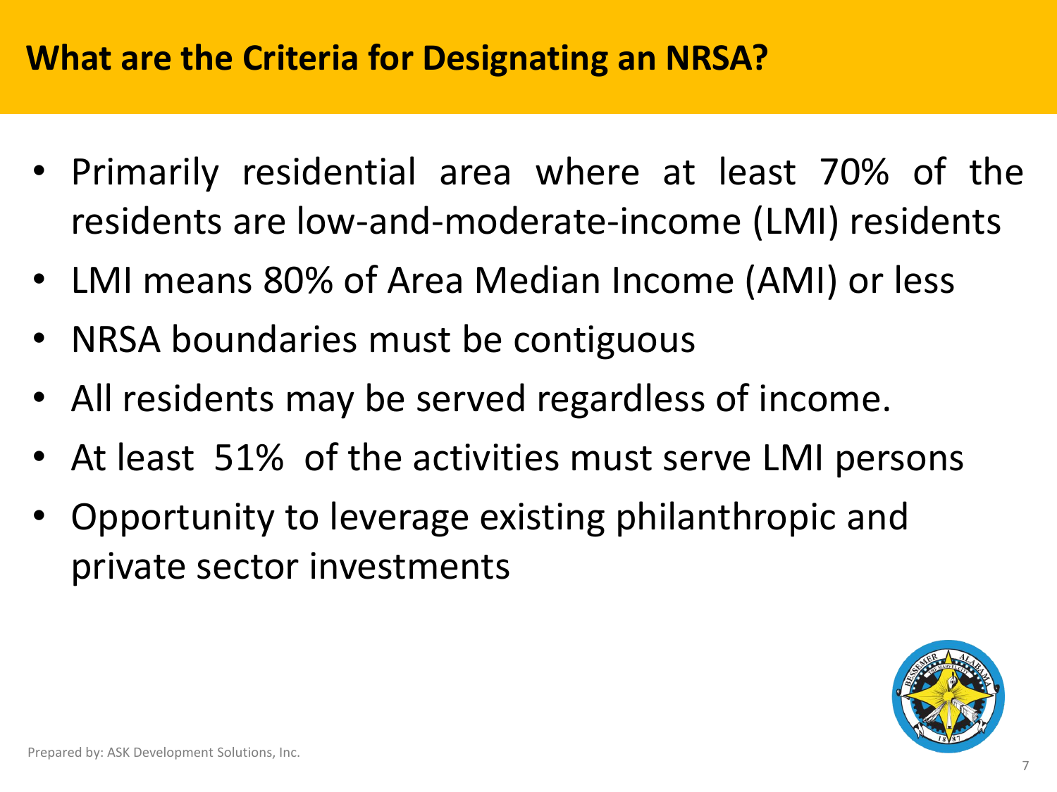# What are the Criteria for Designating an NRSA?

- Primarily residential area where at least 70% of the residents are low-and-moderate-income (LMI) residents
- LMI means 80% of Area Median Income (AMI) or less
- NRSA boundaries must be contiguous
- All residents may be served regardless of income.
- At least 51% of the activities must serve LMI persons
- Opportunity to leverage existing philanthropic and private sector investments

Prepared by: ASK Development Solutions, Inc.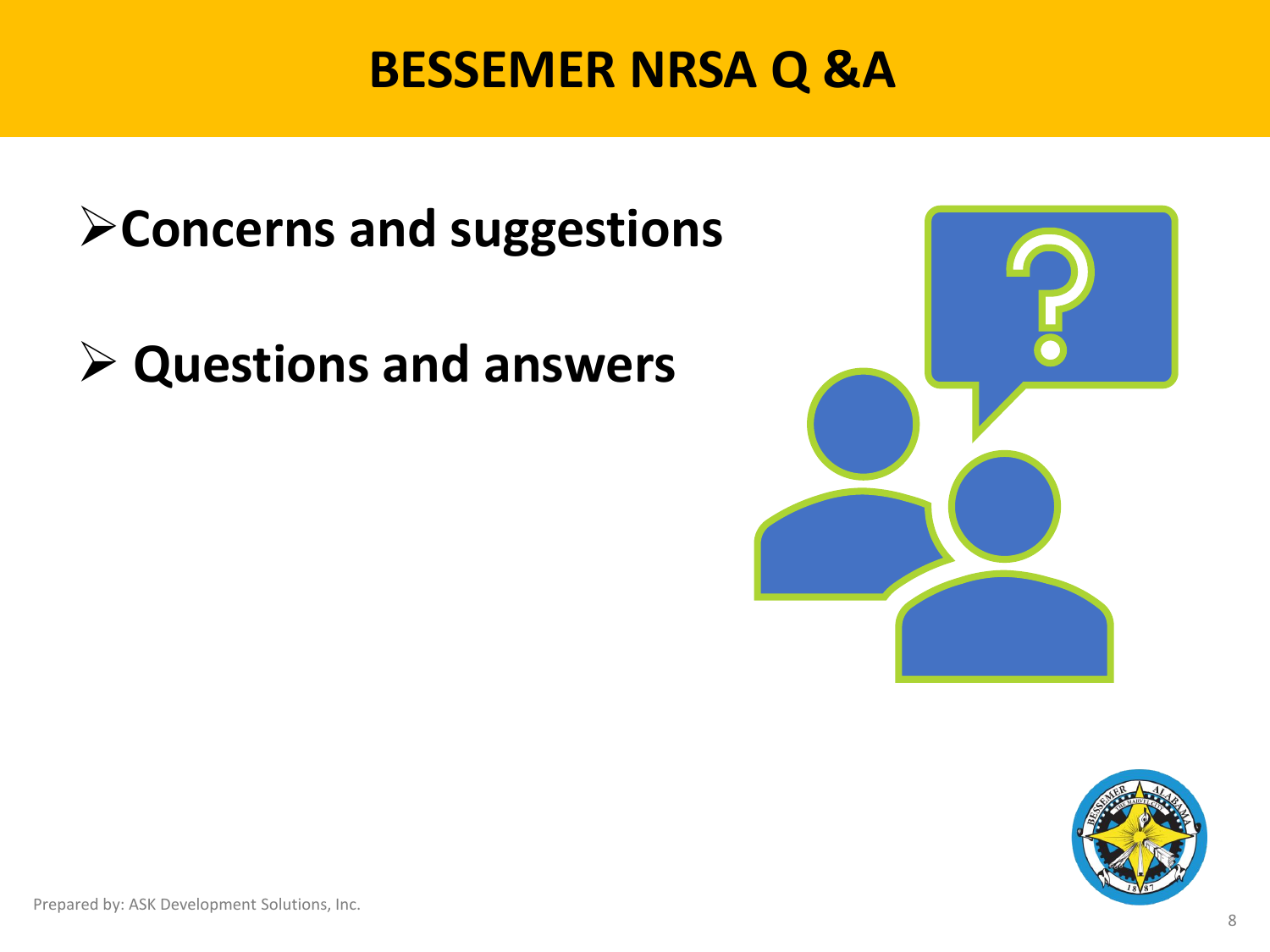# BESSEMER NRSA Q &A

- **Concerns and suggestions**
- **Questions and answers**

Prepared by: ASK Development Solutions, Inc.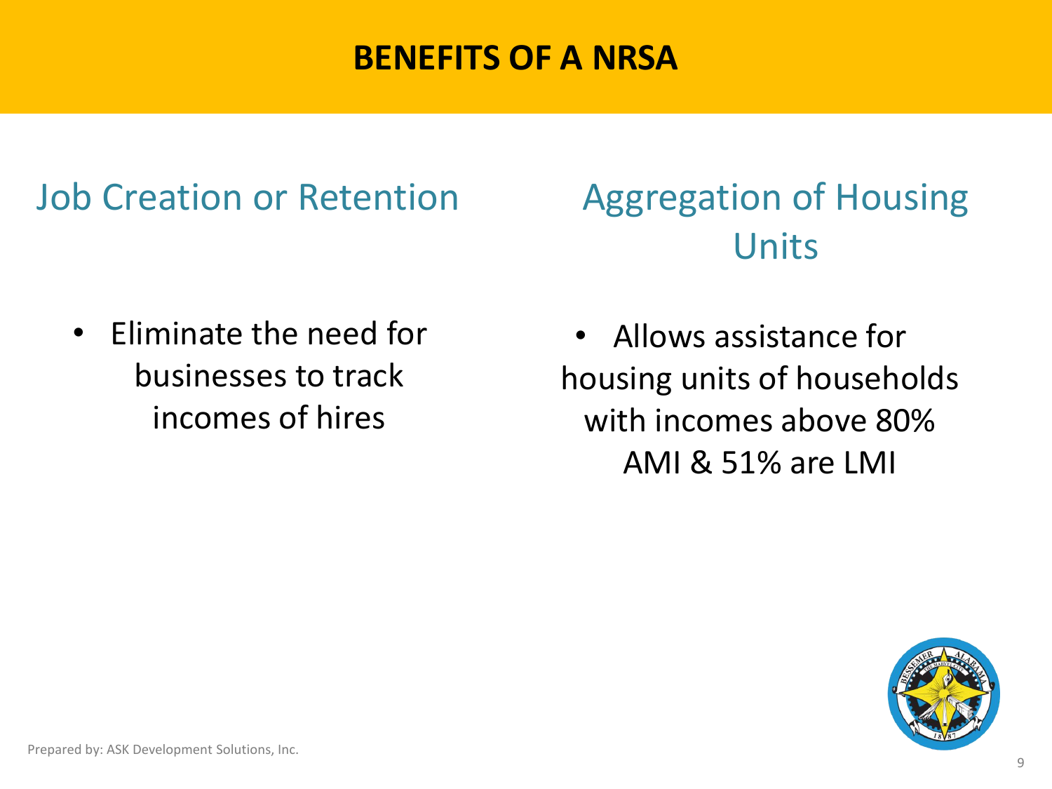# BENEFITS OF A NRSA

## Job Creation or Retention

- Eliminate the need for businesses to track incomes of hires

## Aggregation of Housing Units

- Allows assistance for housing units of households with incomes above 80% AMI & 51% are LMI

Prepared by: ASK Development Solutions, Inc.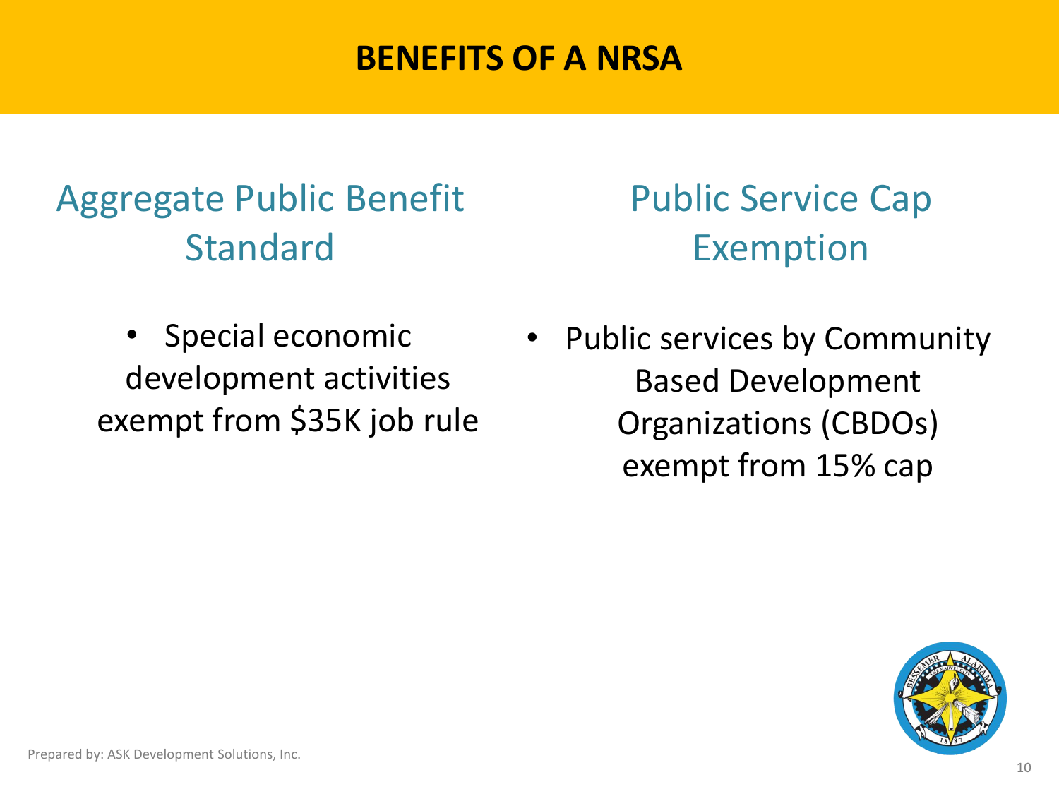# BENEFITS OF A NRSA

## Aggregate Public Benefit Standard

- Special economic development activities exempt from $35K job rule

## Public Service Cap Exemption

- Public services by Community Based Development Organizations (CBDOs) exempt from 15% cap

Prepared by: ASK Development Solutions, Inc.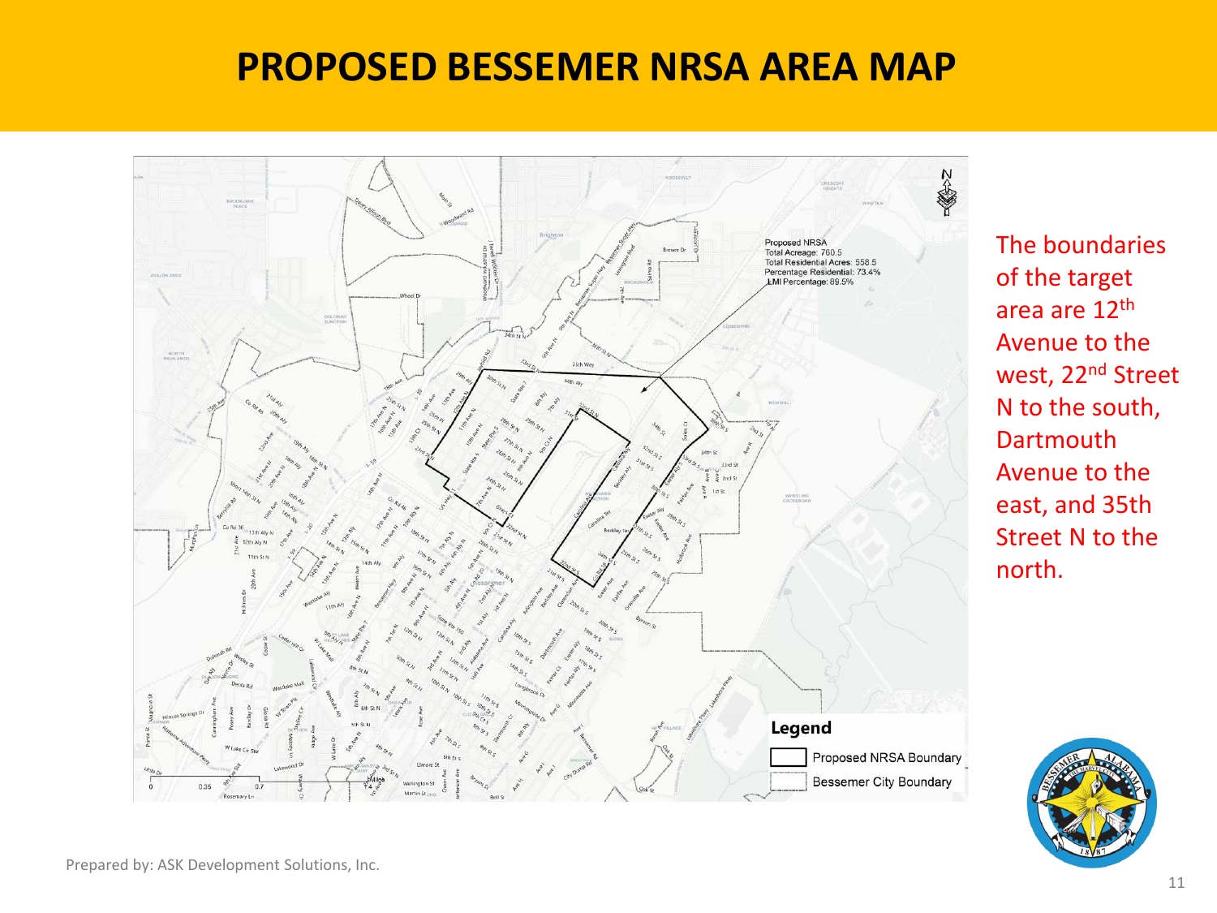# PROPOSED BESSEMER NRSA AREA MAP

Proposed NRSA
Total Acreage: 760.5
Total Residential Acres: 558.5
Percentage Residential: 73.4%
LMI Percentage: 89.5%

Legend

Proposed NRSA Boundary

Bessemer City Boundary

The boundaries of the target area are 12th Avenue to the west, 22nd Street N to the south, Dartmouth Avenue to the east, and 35th Street N to the north.

Prepared by: ASK Development Solutions, Inc.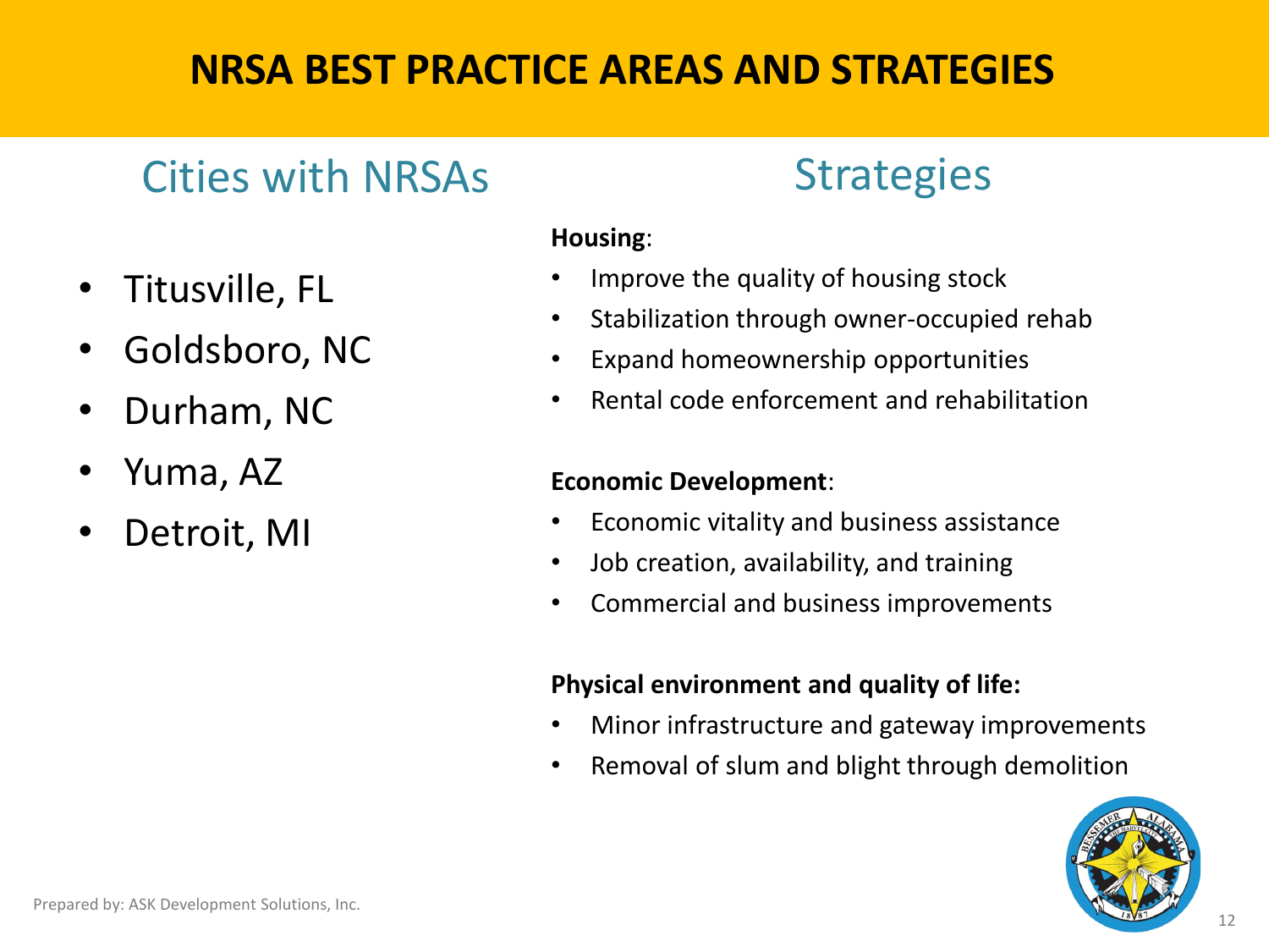# NRSA BEST PRACTICE AREAS AND STRATEGIES

## Cities with NRSAs

- Titusville, FL
- Goldsboro, NC
- Durham, NC
- Yuma, AZ
- Detroit, MI

## Strategies

**Housing**:

- Improve the quality of housing stock
- Stabilization through owner-occupied rehab
- Expand homeownership opportunities
- Rental code enforcement and rehabilitation

**Economic Development**:

- Economic vitality and business assistance
- Job creation, availability, and training
- Commercial and business improvements

**Physical environment and quality of life:**

- Minor infrastructure and gateway improvements
- Removal of slum and blight through demolition

Prepared by: ASK Development Solutions, Inc.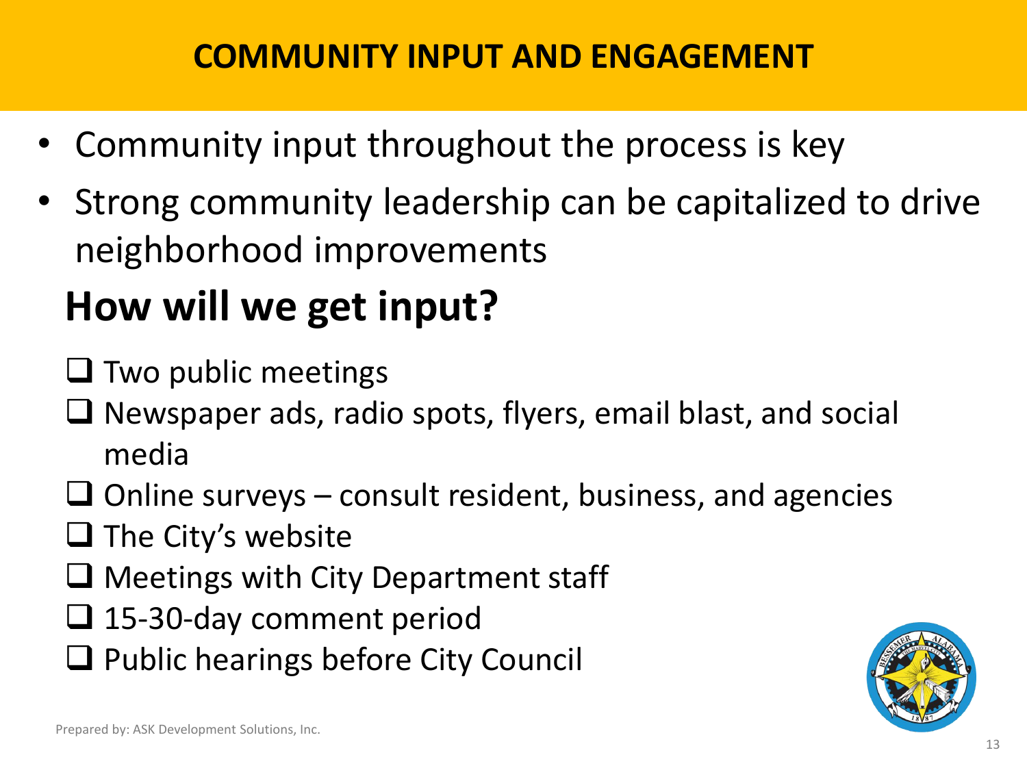# COMMUNITY INPUT AND ENGAGEMENT

- Community input throughout the process is key
- Strong community leadership can be capitalized to drive neighborhood improvements

## How will we get input?

- [ ] Two public meetings
- [ ] Newspaper ads, radio spots, flyers, email blast, and social media
- [ ] Online surveys – consult resident, business, and agencies
- [ ] The City's website
- [ ] Meetings with City Department staff
- [ ] 15-30-day comment period
- [ ] Public hearings before City Council

Prepared by: ASK Development Solutions, Inc.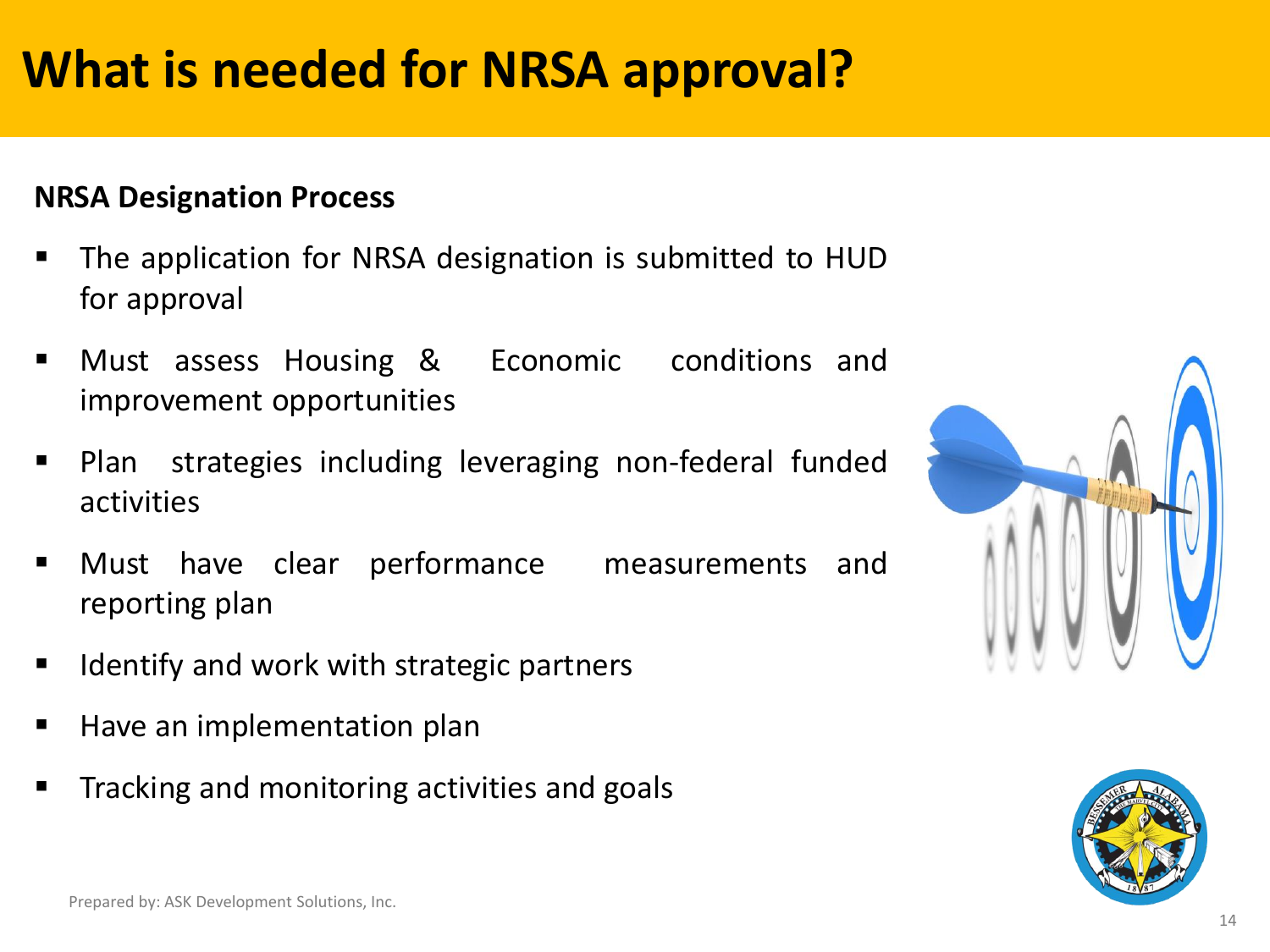# What is needed for NRSA approval?

**NRSA Designation Process**

- The application for NRSA designation is submitted to HUD for approval
- Must assess Housing & Economic conditions and improvement opportunities
- Plan strategies including leveraging non-federal funded activities
- Must have clear performance measurements and reporting plan
- Identify and work with strategic partners
- Have an implementation plan
- Tracking and monitoring activities and goals

Prepared by: ASK Development Solutions, Inc.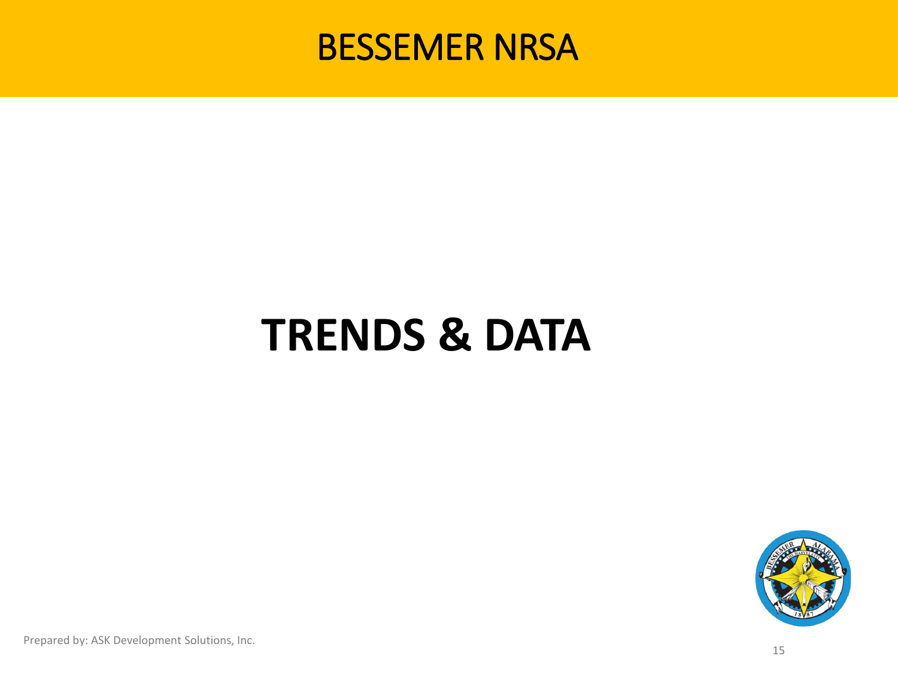# TRENDS & DATA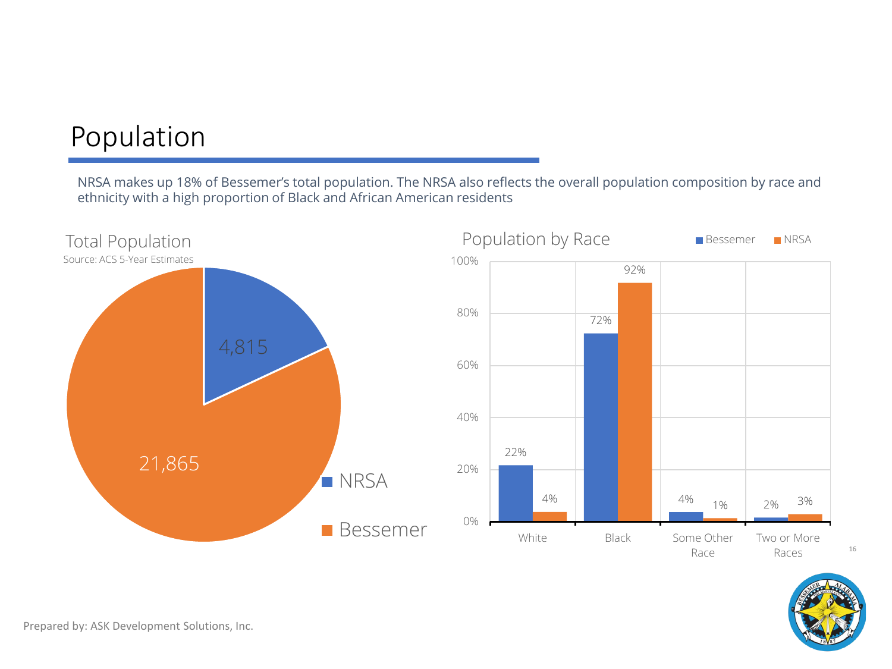# Population

NRSA makes up 18% of Bessemer's total population. The NRSA also reflects the overall population composition by race and ethnicity with a high proportion of Black and African American residents

Total Population

Source: ACS 5-Year Estimates

4,815

21,865

NRSA

Bessemer

Population by Race

Bessemer NRSA

100%
80%
60%
40%
20%
0%

22% 4%
72% 92%
4% 1%
2% 3%

White
Black
Some Other Race
Two or More Races

Prepared by: ASK Development Solutions, Inc.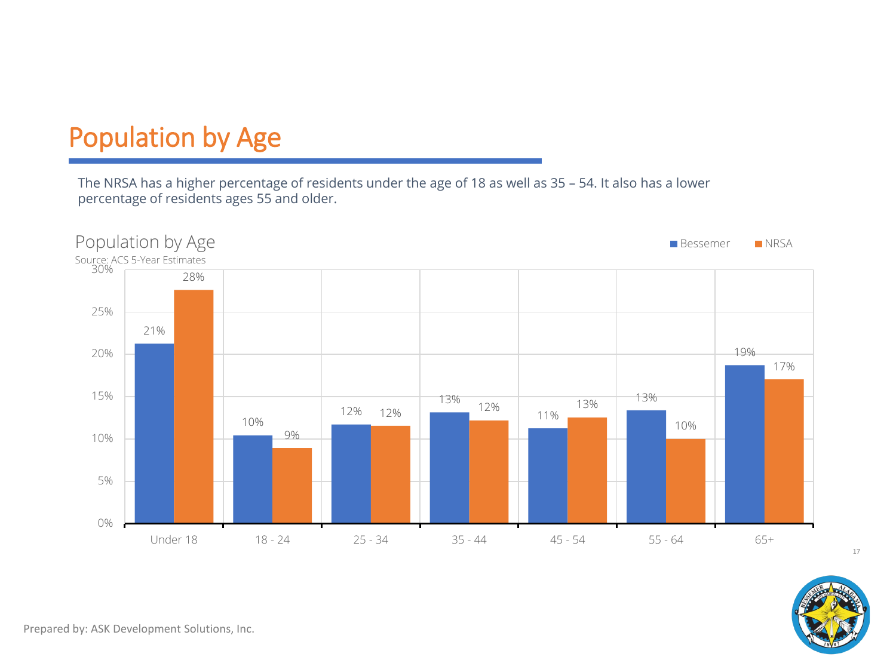# Population by Age

The NRSA has a higher percentage of residents under the age of 18 as well as 35 – 54. It also has a lower percentage of residents ages 55 and older.

Population by Age

Source: ACS 5-Year Estimates

Bessemer NRSA

30%
25%
20%
15%
10%
5%
0%

Under 18: 21% 28%
18 - 24: 10% 9%
25 - 34: 12% 12%
35 - 44: 13% 12%
45 - 54: 11% 13%
55 - 64: 13% 10%
65+: 19% 17%

Prepared by: ASK Development Solutions, Inc.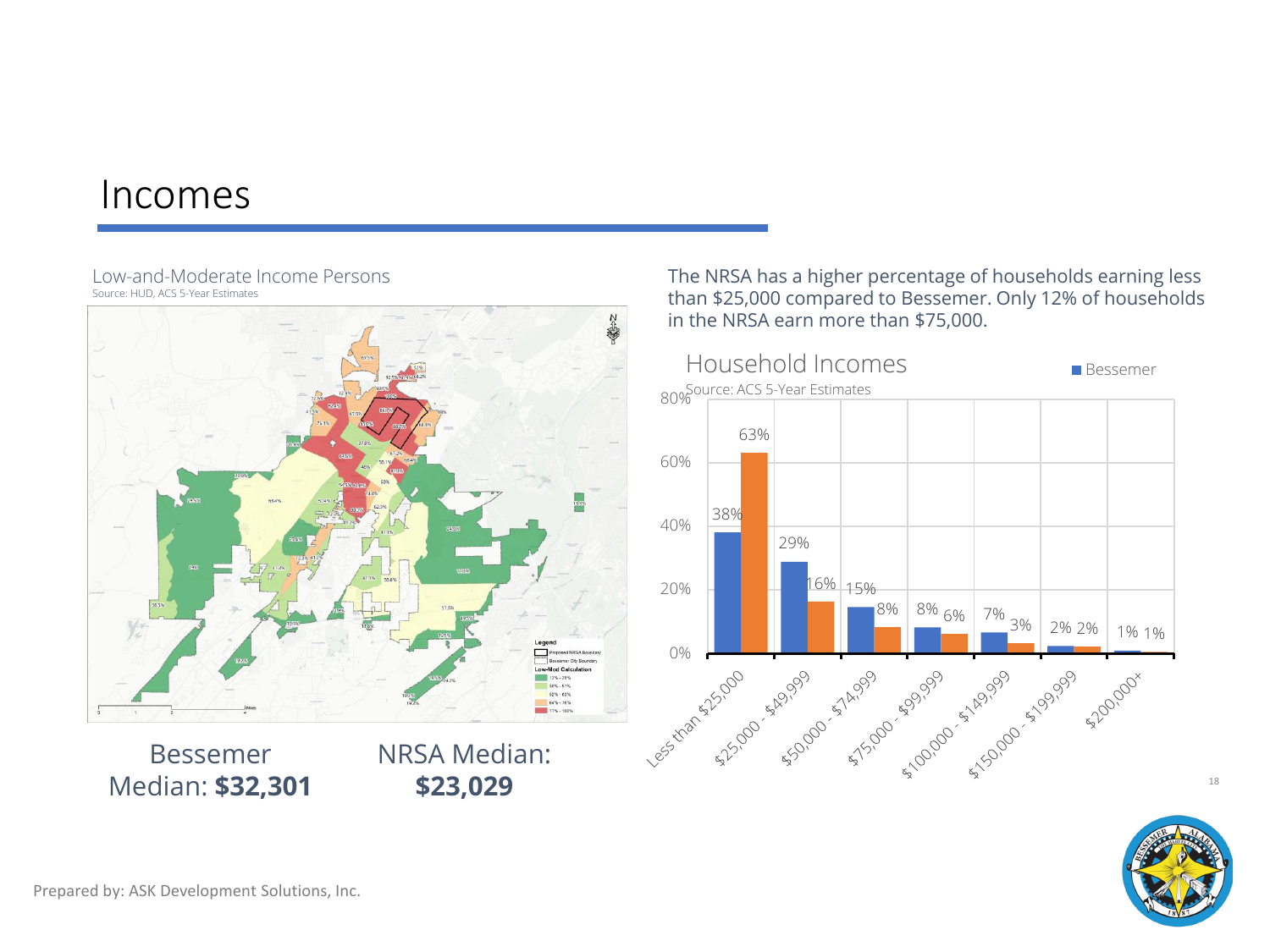# Incomes

Low-and-Moderate Income Persons
Source: HUD, ACS 5-Year Estimates

Bessemer Median: **$32,301**

NRSA Median: **$23,029**

The NRSA has a higher percentage of households earning less than $25,000 compared to Bessemer. Only 12% of households in the NRSA earn more than $75,000.

Household Incomes
Source: ACS 5-Year Estimates

| Income | Bessemer | NRSA |
|---|---|---|
| Less than $25,000 | 38% | 63% |
| $25,000 - $49,999 | 29% | 16% |
| $50,000 - $74,999 | 15% | 8% |
| $75,000 - $99,999 | 8% | 6% |
| $100,000 - $149,999 | 7% | 3% |
| $150,000 - $199,999 | 2% | 2% |
| $200,000+ | 1% | 1% |

Prepared by: ASK Development Solutions, Inc.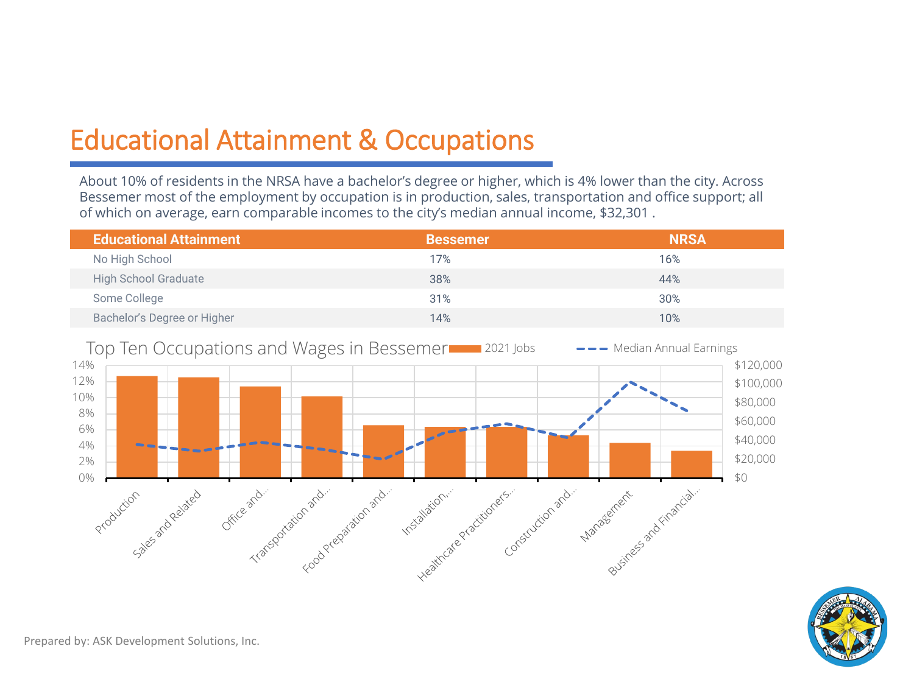# Educational Attainment & Occupations

About 10% of residents in the NRSA have a bachelor's degree or higher, which is 4% lower than the city. Across Bessemer most of the employment by occupation is in production, sales, transportation and office support; all of which on average, earn comparable incomes to the city's median annual income, $32,301 .

| Educational Attainment | Bessemer | NRSA |
|---|---|---|
| No High School | 17% | 16% |
| High School Graduate | 38% | 44% |
| Some College | 31% | 30% |
| Bachelor's Degree or Higher | 14% | 10% |

Top Ten Occupations and Wages in Bessemer

2021 Jobs — Median Annual Earnings

Production, Sales and Related, Office and..., Transportation and..., Food Preparation and..., Installation,..., Healthcare Practitioners..., Construction and..., Management, Business and Financial...

Prepared by: ASK Development Solutions, Inc.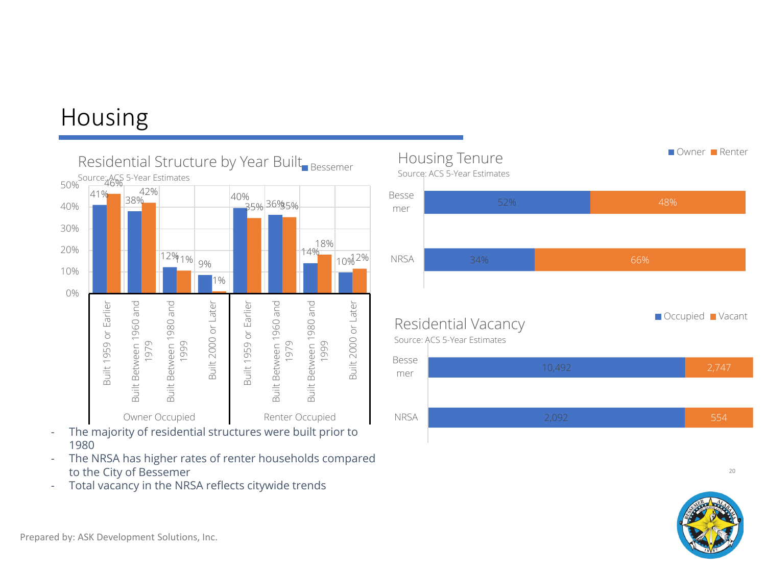# Housing

## Residential Structure by Year Built

Source: ACS 5-Year Estimates

Bessemer

50%
40%
30%
20%
10%
0%

Owner Occupied: Built 1959 or Earlier 41% 46%; Built Between 1960 and 1979 38% 42%; Built Between 1980 and 1999 12% 11%; Built 2000 or Later 9% 1%

Renter Occupied: Built 1959 or Earlier 40% 35%; Built Between 1960 and 1979 36% 35%; Built Between 1980 and 1999 14% 18%; Built 2000 or Later 10% 12%

- The majority of residential structures were built prior to 1980
- The NRSA has higher rates of renter households compared to the City of Bessemer
- Total vacancy in the NRSA reflects citywide trends

## Housing Tenure

Source: ACS 5-Year Estimates

Owner · Renter

Bessemer: 52% · 48%

NRSA: 34% · 66%

## Residential Vacancy

Source: ACS 5-Year Estimates

Occupied · Vacant

Bessemer: 10,492 · 2,747

NRSA: 2,092 · 554

Prepared by: ASK Development Solutions, Inc.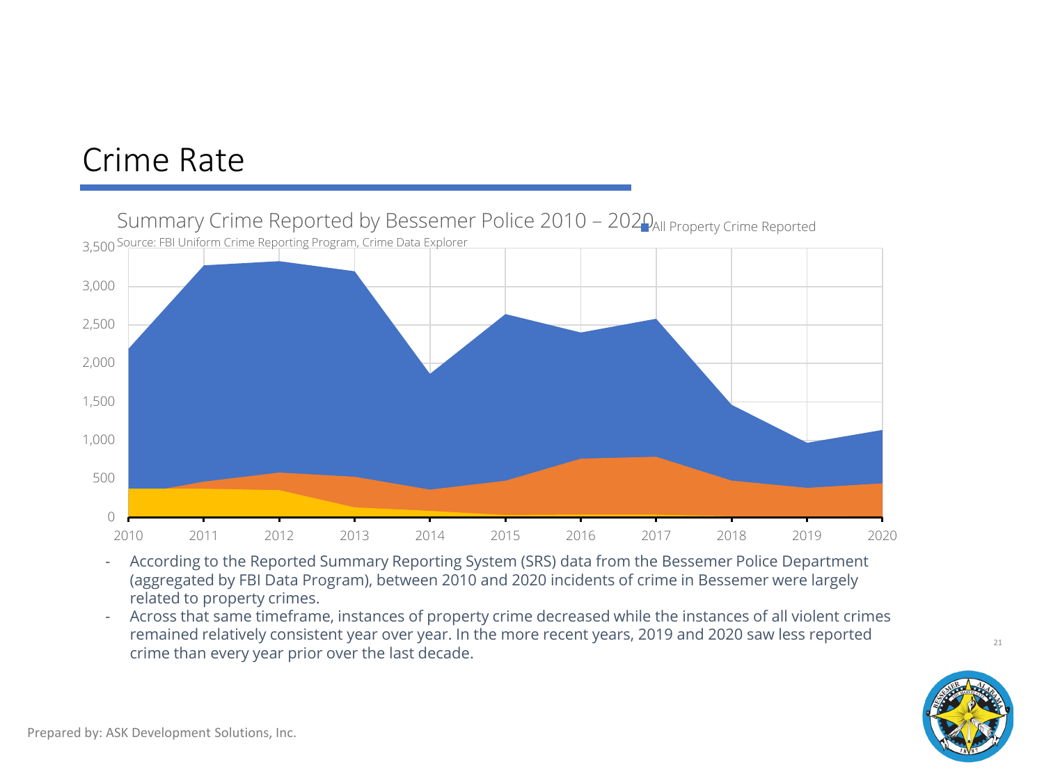# Crime Rate

Summary Crime Reported by Bessemer Police 2010 – 2020

Source: FBI Uniform Crime Reporting Program, Crime Data Explorer

All Property Crime Reported

3,500
3,000
2,500
2,000
1,500
1,000
500
0

2010 2011 2012 2013 2014 2015 2016 2017 2018 2019 2020

- According to the Reported Summary Reporting System (SRS) data from the Bessemer Police Department (aggregated by FBI Data Program), between 2010 and 2020 incidents of crime in Bessemer were largely related to property crimes.
- Across that same timeframe, instances of property crime decreased while the instances of all violent crimes remained relatively consistent year over year. In the more recent years, 2019 and 2020 saw less reported crime than every year prior over the last decade.

Prepared by: ASK Development Solutions, Inc.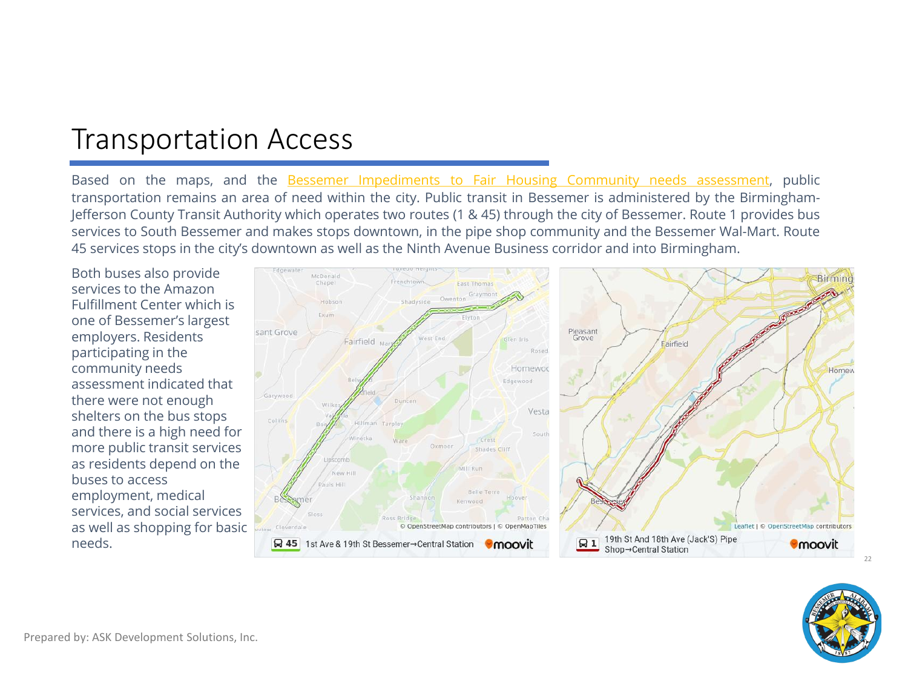# Transportation Access

Based on the maps, and the Bessemer Impediments to Fair Housing Community needs assessment, public transportation remains an area of need within the city. Public transit in Bessemer is administered by the Birmingham-Jefferson County Transit Authority which operates two routes (1 & 45) through the city of Bessemer. Route 1 provides bus services to South Bessemer and makes stops downtown, in the pipe shop community and the Bessemer Wal-Mart. Route 45 services stops in the city's downtown as well as the Ninth Avenue Business corridor and into Birmingham.

Both buses also provide services to the Amazon Fulfillment Center which is one of Bessemer's largest employers. Residents participating in the community needs assessment indicated that there were not enough shelters on the bus stops and there is a high need for more public transit services as residents depend on the buses to access employment, medical services, and social services as well as shopping for basic needs.

45 1st Ave & 19th St Bessemer→Central Station

moovit

1 19th St And 18th Ave (Jack'S) Pipe Shop→Central Station

moovit

Prepared by: ASK Development Solutions, Inc.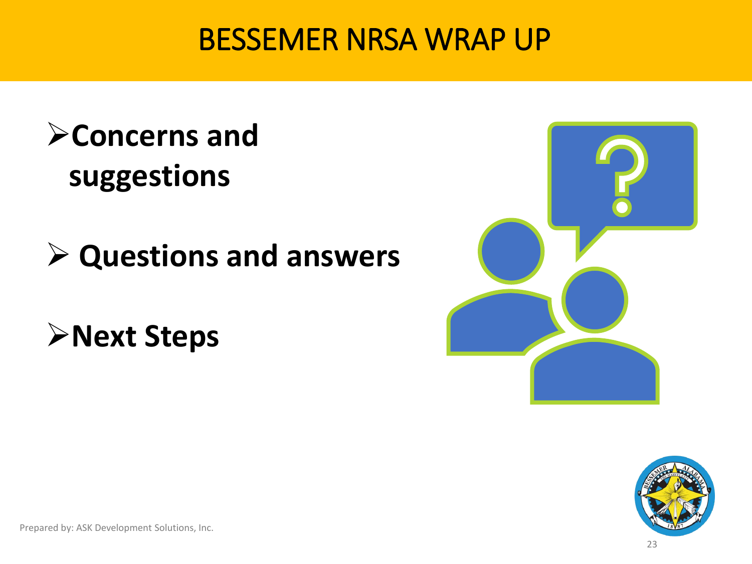# BESSEMER NRSA WRAP UP

- **Concerns and suggestions**
- **Questions and answers**
- **Next Steps**

Prepared by: ASK Development Solutions, Inc.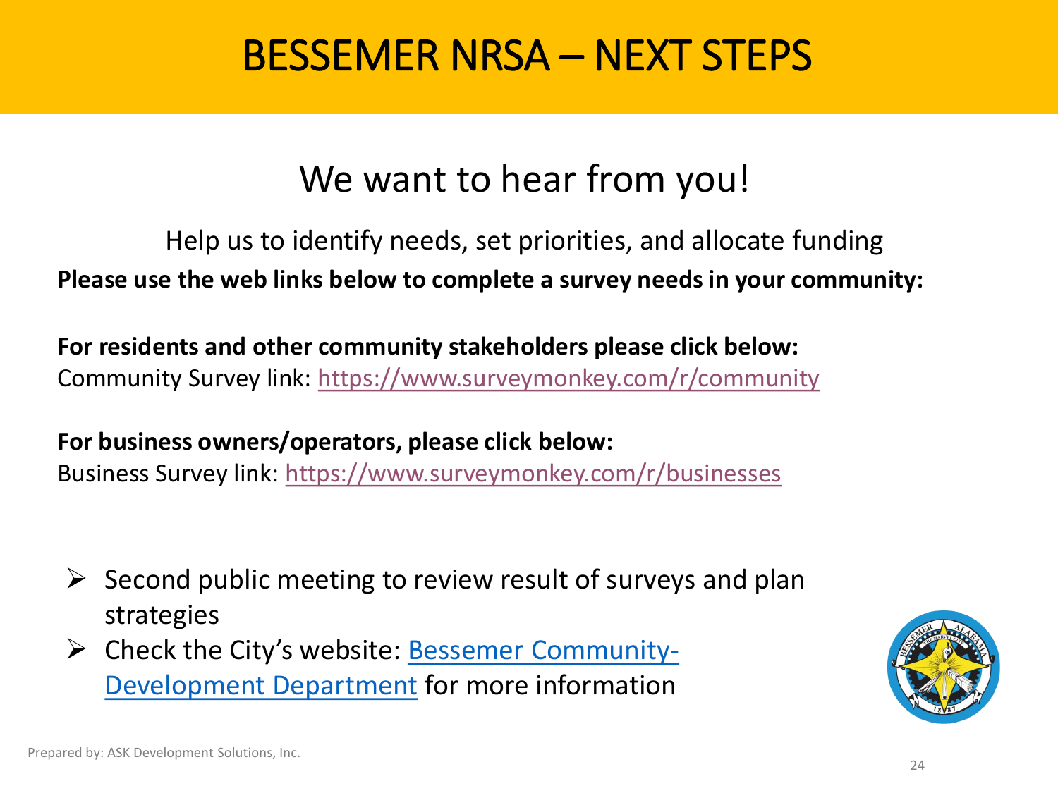# BESSEMER NRSA – NEXT STEPS

## We want to hear from you!

Help us to identify needs, set priorities, and allocate funding

**Please use the web links below to complete a survey needs in your community:**

**For residents and other community stakeholders please click below:**
Community Survey link: [https://www.surveymonkey.com/r/community](https://www.surveymonkey.com/r/community)

**For business owners/operators, please click below:**
Business Survey link: [https://www.surveymonkey.com/r/businesses](https://www.surveymonkey.com/r/businesses)

- Second public meeting to review result of surveys and plan strategies
- Check the City's website: Bessemer Community-Development Department for more information

Prepared by: ASK Development Solutions, Inc.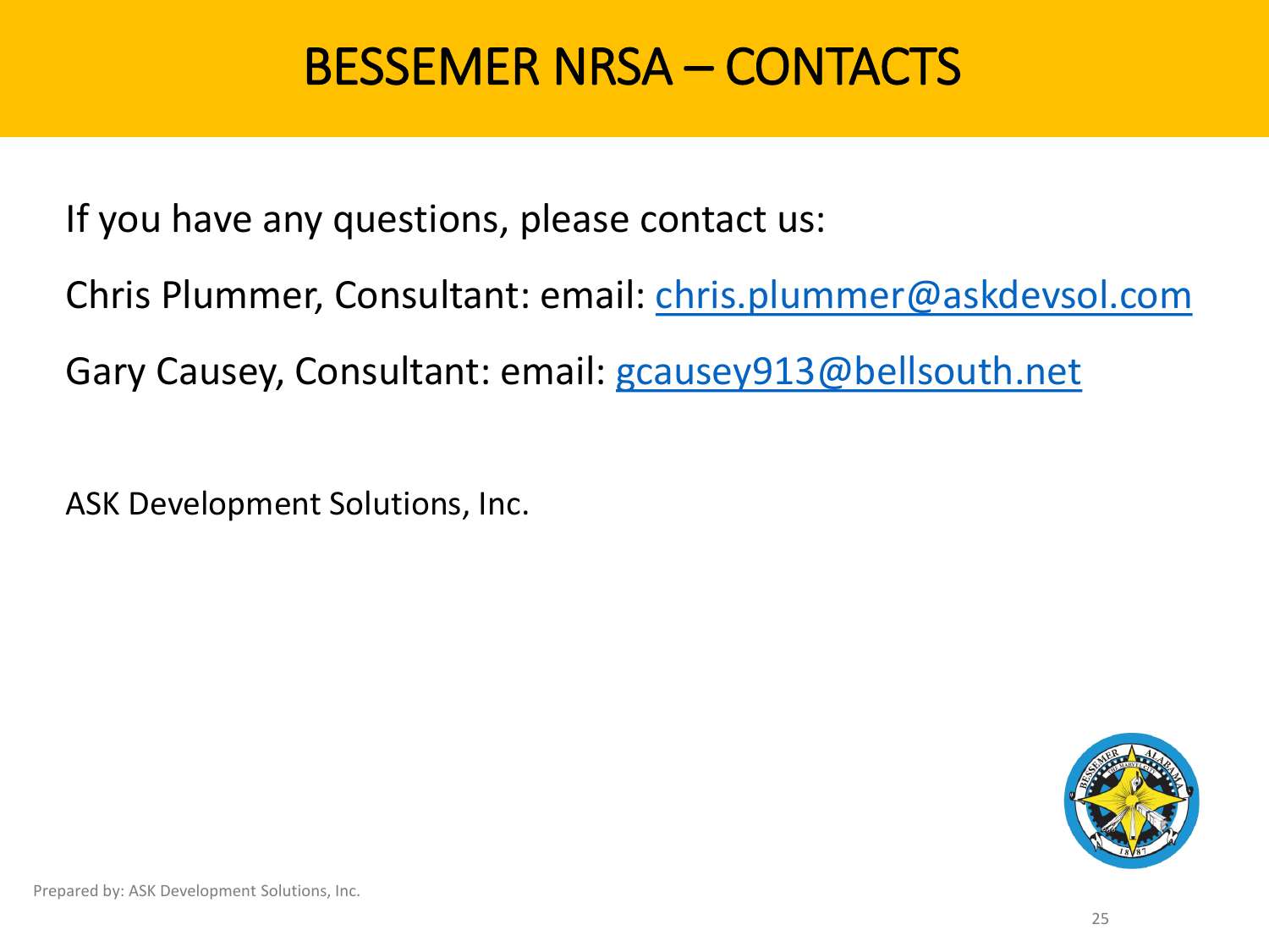# BESSEMER NRSA – CONTACTS

If you have any questions, please contact us:

Chris Plummer, Consultant: email: chris.plummer@askdevsol.com

Gary Causey, Consultant: email: gcausey913@bellsouth.net

ASK Development Solutions, Inc.

Prepared by: ASK Development Solutions, Inc.